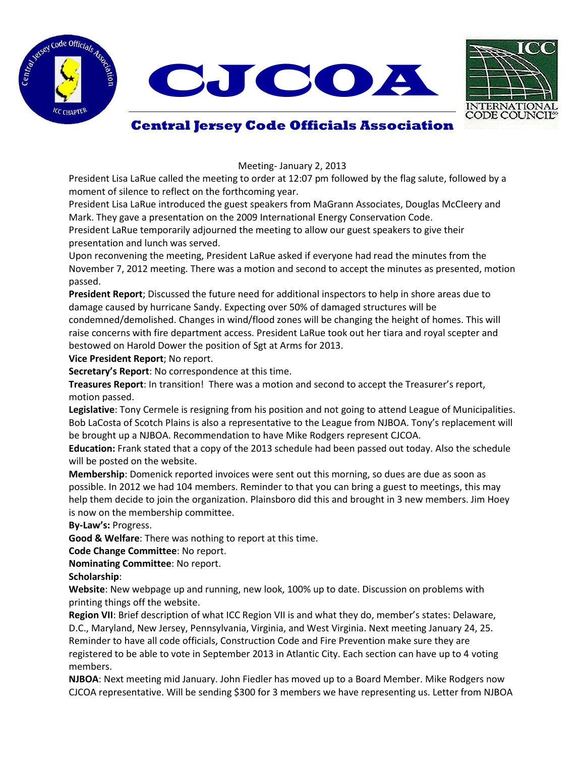# CJCOA

## Central Jersey Code Officials Association

Meeting- January 2, 2013

President Lisa LaRue called the meeting to order at 12:07 pm followed by the flag salute, followed by a moment of silence to reflect on the forthcoming year.

President Lisa LaRue introduced the guest speakers from MaGrann Associates, Douglas McCleery and Mark. They gave a presentation on the 2009 International Energy Conservation Code.

President LaRue temporarily adjourned the meeting to allow our guest speakers to give their presentation and lunch was served.

Upon reconvening the meeting, President LaRue asked if everyone had read the minutes from the November 7, 2012 meeting. There was a motion and second to accept the minutes as presented, motion passed.

**President Report**; Discussed the future need for additional inspectors to help in shore areas due to damage caused by hurricane Sandy. Expecting over 50% of damaged structures will be condemned/demolished. Changes in wind/flood zones will be changing the height of homes. This will raise concerns with fire department access. President LaRue took out her tiara and royal scepter and bestowed on Harold Dower the position of Sgt at Arms for 2013.

**Vice President Report**; No report.

**Secretary's Report**: No correspondence at this time.

**Treasures Report**: In transition! There was a motion and second to accept the Treasurer's report, motion passed.

**Legislative**: Tony Cermele is resigning from his position and not going to attend League of Municipalities. Bob LaCosta of Scotch Plains is also a representative to the League from NJBOA. Tony's replacement will be brought up a NJBOA. Recommendation to have Mike Rodgers represent CJCOA.

**Education:** Frank stated that a copy of the 2013 schedule had been passed out today. Also the schedule will be posted on the website.

**Membership**: Domenick reported invoices were sent out this morning, so dues are due as soon as possible. In 2012 we had 104 members. Reminder to that you can bring a guest to meetings, this may help them decide to join the organization. Plainsboro did this and brought in 3 new members. Jim Hoey is now on the membership committee.

**By-Law's:** Progress.

**Good & Welfare**: There was nothing to report at this time.

**Code Change Committee**: No report.

**Nominating Committee**: No report.

**Scholarship**:

**Website**: New webpage up and running, new look, 100% up to date. Discussion on problems with printing things off the website.

**Region VII**: Brief description of what ICC Region VII is and what they do, member's states: Delaware, D.C., Maryland, New Jersey, Pennsylvania, Virginia, and West Virginia. Next meeting January 24, 25. Reminder to have all code officials, Construction Code and Fire Prevention make sure they are registered to be able to vote in September 2013 in Atlantic City. Each section can have up to 4 voting members.

**NJBOA**: Next meeting mid January. John Fiedler has moved up to a Board Member. Mike Rodgers now CJCOA representative. Will be sending $300 for 3 members we have representing us. Letter from NJBOA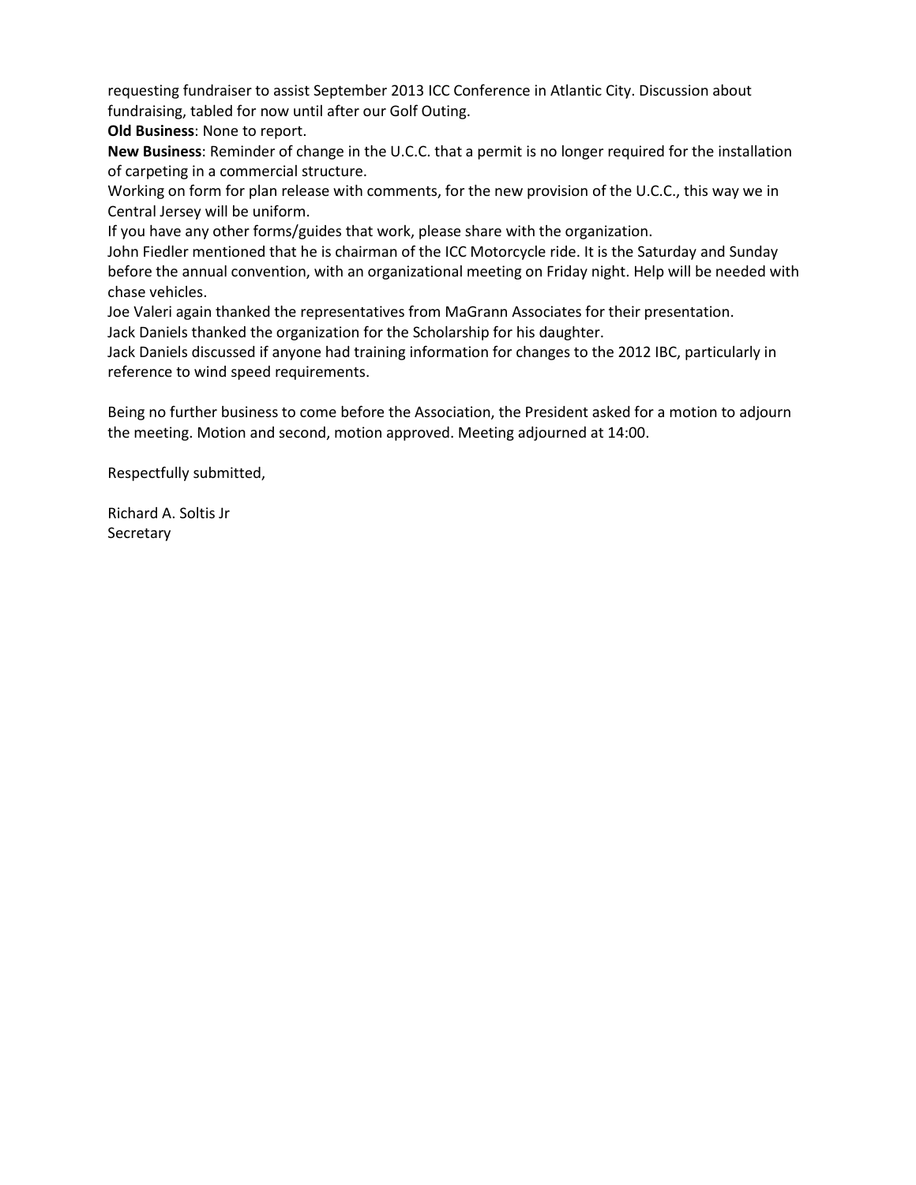requesting fundraiser to assist September 2013 ICC Conference in Atlantic City. Discussion about fundraising, tabled for now until after our Golf Outing.

**Old Business**: None to report.

**New Business**: Reminder of change in the U.C.C. that a permit is no longer required for the installation of carpeting in a commercial structure.

Working on form for plan release with comments, for the new provision of the U.C.C., this way we in Central Jersey will be uniform.

If you have any other forms/guides that work, please share with the organization.

John Fiedler mentioned that he is chairman of the ICC Motorcycle ride. It is the Saturday and Sunday before the annual convention, with an organizational meeting on Friday night. Help will be needed with chase vehicles.

Joe Valeri again thanked the representatives from MaGrann Associates for their presentation.

Jack Daniels thanked the organization for the Scholarship for his daughter.

Jack Daniels discussed if anyone had training information for changes to the 2012 IBC, particularly in reference to wind speed requirements.

Being no further business to come before the Association, the President asked for a motion to adjourn the meeting. Motion and second, motion approved. Meeting adjourned at 14:00.

Respectfully submitted,

Richard A. Soltis Jr
Secretary